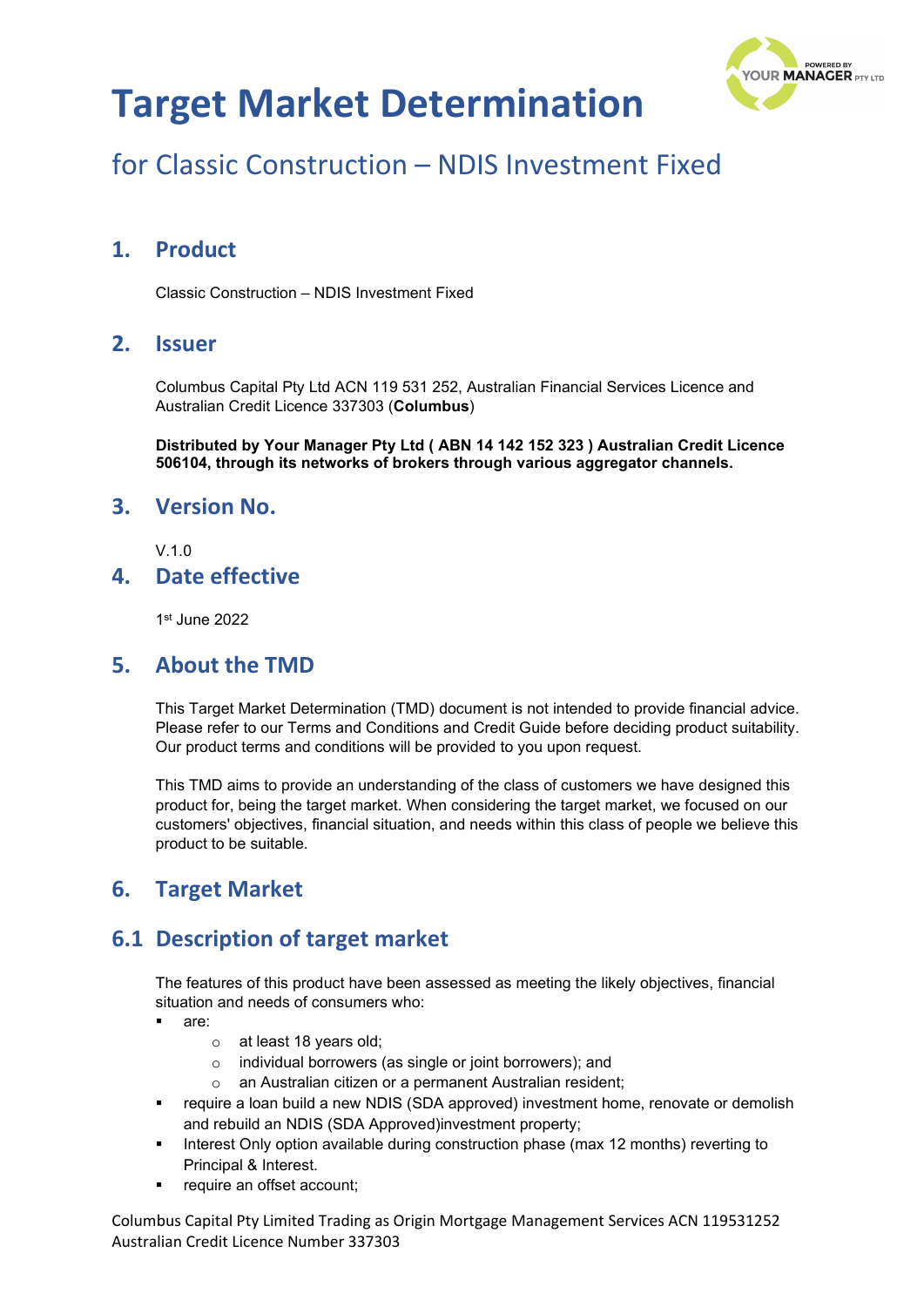# Target Market Determination

## for Classic Construction – NDIS Investment Fixed

## 1. Product

Classic Construction – NDIS Investment Fixed

## 2. Issuer

Columbus Capital Pty Ltd ACN 119 531 252, Australian Financial Services Licence and Australian Credit Licence 337303 (**Columbus**)

**Distributed by Your Manager Pty Ltd ( ABN 14 142 152 323 ) Australian Credit Licence 506104, through its networks of brokers through various aggregator channels.**

## 3. Version No.

V.1.0

## 4. Date effective

1st June 2022

## 5. About the TMD

This Target Market Determination (TMD) document is not intended to provide financial advice. Please refer to our Terms and Conditions and Credit Guide before deciding product suitability. Our product terms and conditions will be provided to you upon request.

This TMD aims to provide an understanding of the class of customers we have designed this product for, being the target market. When considering the target market, we focused on our customers' objectives, financial situation, and needs within this class of people we believe this product to be suitable.

## 6. Target Market

## 6.1 Description of target market

The features of this product have been assessed as meeting the likely objectives, financial situation and needs of consumers who:

- are:
  - at least 18 years old;
  - individual borrowers (as single or joint borrowers); and
  - an Australian citizen or a permanent Australian resident;
- require a loan build a new NDIS (SDA approved) investment home, renovate or demolish and rebuild an NDIS (SDA Approved)investment property;
- Interest Only option available during construction phase (max 12 months) reverting to Principal & Interest.
- require an offset account;

Columbus Capital Pty Limited Trading as Origin Mortgage Management Services ACN 119531252
Australian Credit Licence Number 337303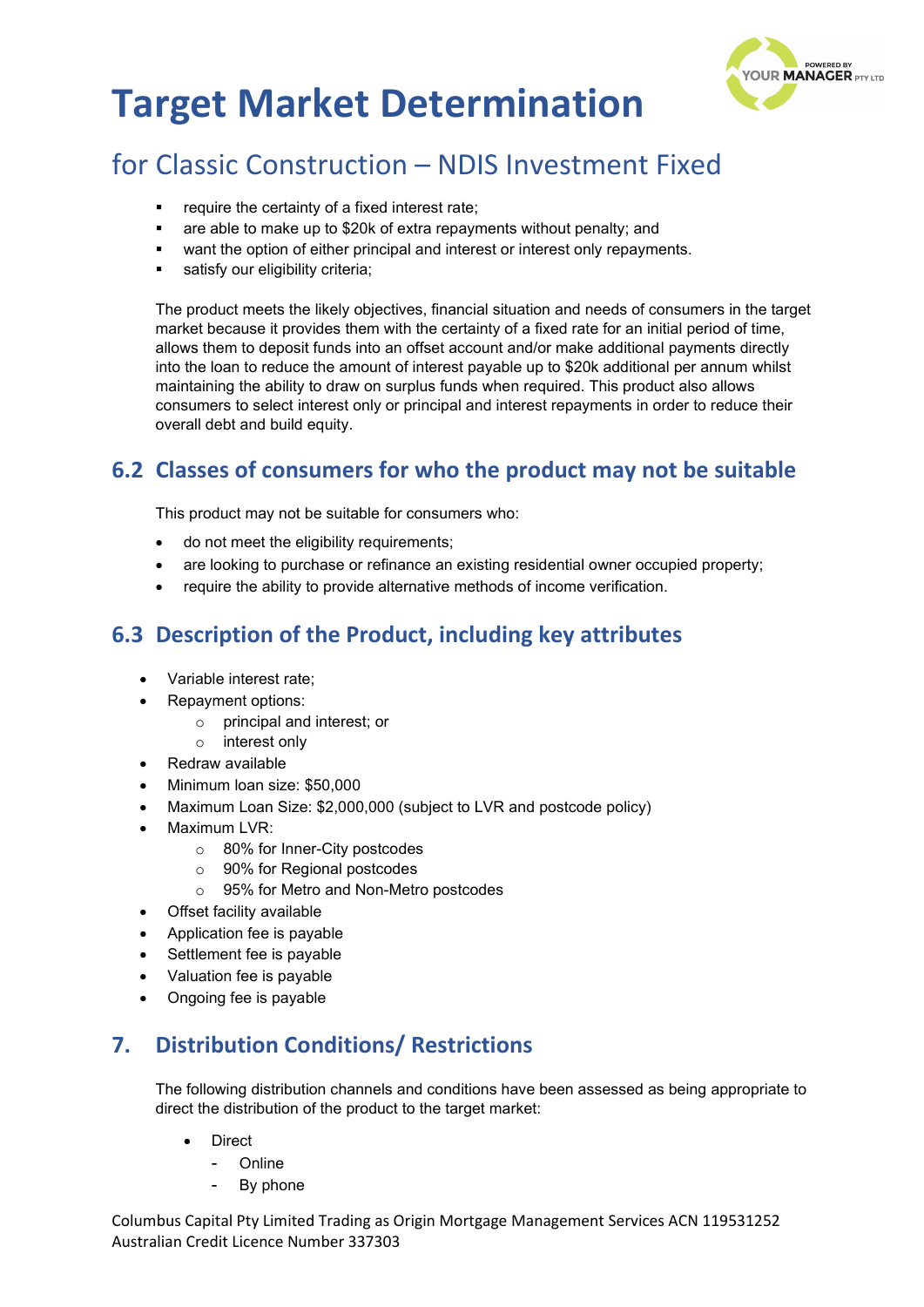# Target Market Determination

## for Classic Construction – NDIS Investment Fixed

- require the certainty of a fixed interest rate;
- are able to make up to $20k of extra repayments without penalty; and
- want the option of either principal and interest or interest only repayments.
- satisfy our eligibility criteria;

The product meets the likely objectives, financial situation and needs of consumers in the target market because it provides them with the certainty of a fixed rate for an initial period of time, allows them to deposit funds into an offset account and/or make additional payments directly into the loan to reduce the amount of interest payable up to $20k additional per annum whilst maintaining the ability to draw on surplus funds when required. This product also allows consumers to select interest only or principal and interest repayments in order to reduce their overall debt and build equity.

## 6.2 Classes of consumers for who the product may not be suitable

This product may not be suitable for consumers who:

- do not meet the eligibility requirements;
- are looking to purchase or refinance an existing residential owner occupied property;
- require the ability to provide alternative methods of income verification.

## 6.3 Description of the Product, including key attributes

- Variable interest rate;
- Repayment options:
  - principal and interest; or
  - interest only
- Redraw available
- Minimum loan size: $50,000
- Maximum Loan Size: $2,000,000 (subject to LVR and postcode policy)
- Maximum LVR:
  - 80% for Inner-City postcodes
  - 90% for Regional postcodes
  - 95% for Metro and Non-Metro postcodes
- Offset facility available
- Application fee is payable
- Settlement fee is payable
- Valuation fee is payable
- Ongoing fee is payable

## 7. Distribution Conditions/ Restrictions

The following distribution channels and conditions have been assessed as being appropriate to direct the distribution of the product to the target market:

- Direct
  - Online
  - By phone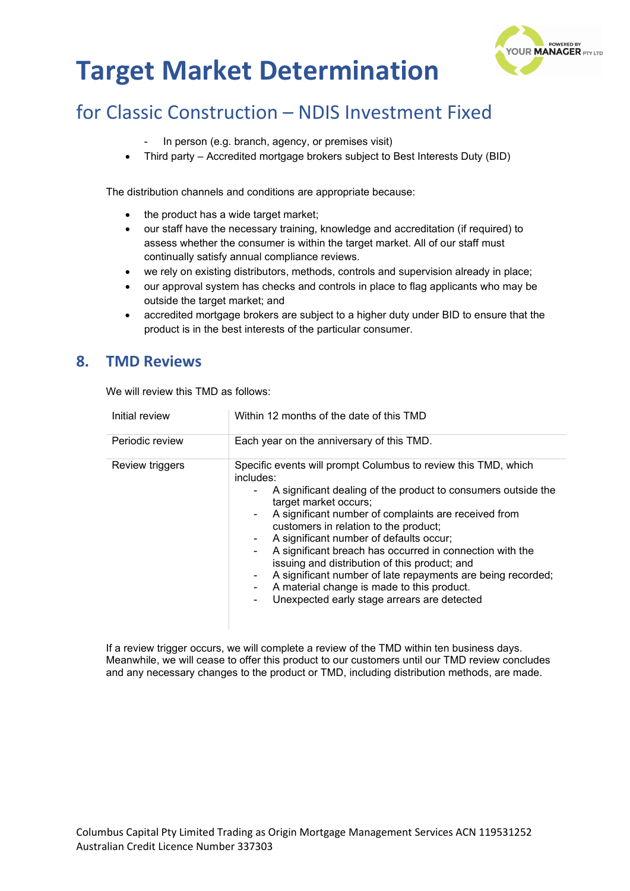- In person (e.g. branch, agency, or premises visit)
- Third party – Accredited mortgage brokers subject to Best Interests Duty (BID)

The distribution channels and conditions are appropriate because:

- the product has a wide target market;
- our staff have the necessary training, knowledge and accreditation (if required) to assess whether the consumer is within the target market. All of our staff must continually satisfy annual compliance reviews.
- we rely on existing distributors, methods, controls and supervision already in place;
- our approval system has checks and controls in place to flag applicants who may be outside the target market; and
- accredited mortgage brokers are subject to a higher duty under BID to ensure that the product is in the best interests of the particular consumer.

## 8. TMD Reviews

We will review this TMD as follows:

| | |
|---|---|
| Initial review | Within 12 months of the date of this TMD |
| Periodic review | Each year on the anniversary of this TMD. |
| Review triggers | Specific events will prompt Columbus to review this TMD, which includes:<br>- A significant dealing of the product to consumers outside the target market occurs;<br>- A significant number of complaints are received from customers in relation to the product;<br>- A significant number of defaults occur;<br>- A significant breach has occurred in connection with the issuing and distribution of this product; and<br>- A significant number of late repayments are being recorded;<br>- A material change is made to this product.<br>- Unexpected early stage arrears are detected |

If a review trigger occurs, we will complete a review of the TMD within ten business days. Meanwhile, we will cease to offer this product to our customers until our TMD review concludes and any necessary changes to the product or TMD, including distribution methods, are made.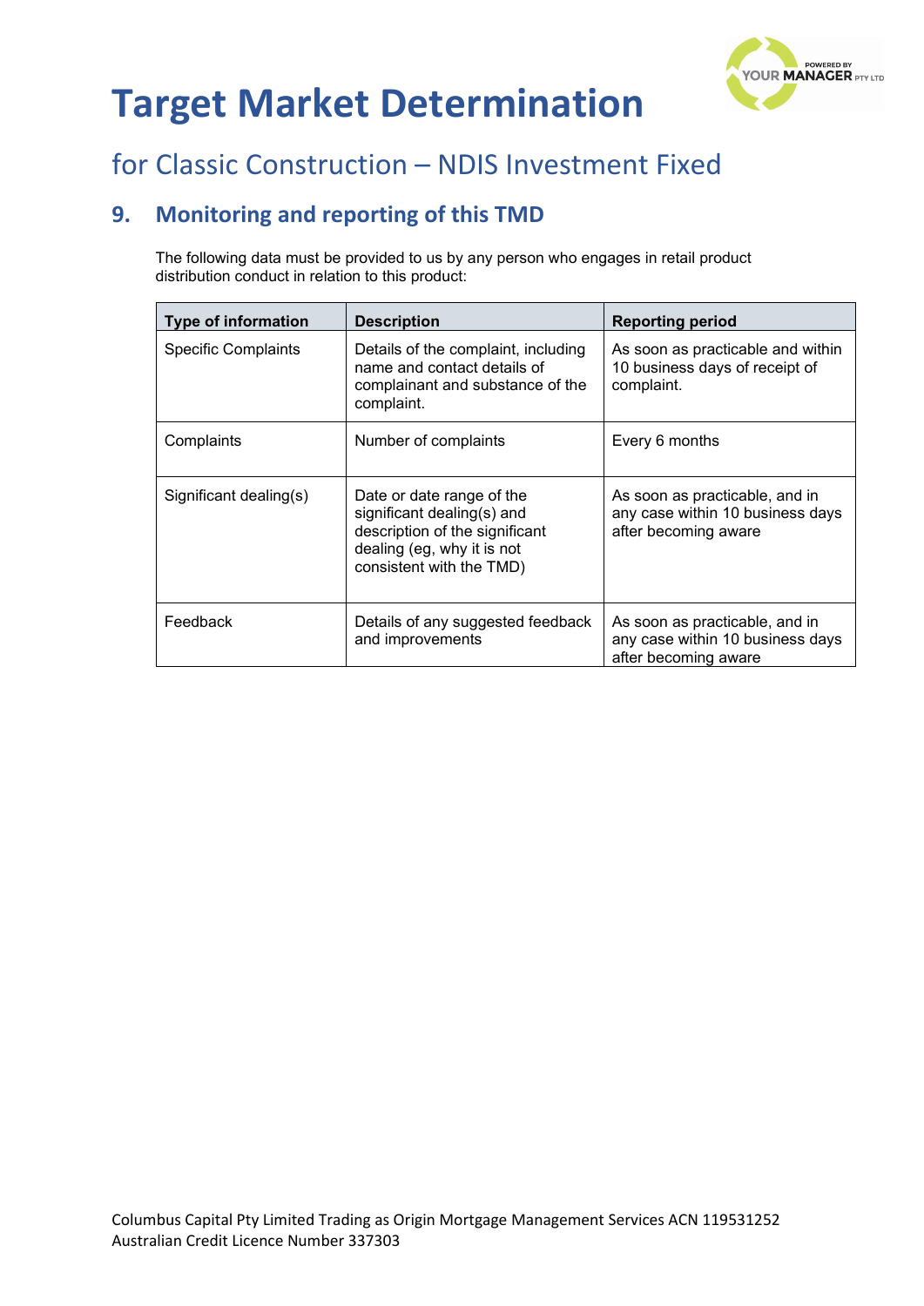# Target Market Determination

## for Classic Construction – NDIS Investment Fixed

## 9. Monitoring and reporting of this TMD

The following data must be provided to us by any person who engages in retail product distribution conduct in relation to this product:

| Type of information | Description | Reporting period |
|---|---|---|
| Specific Complaints | Details of the complaint, including name and contact details of complainant and substance of the complaint. | As soon as practicable and within 10 business days of receipt of complaint. |
| Complaints | Number of complaints | Every 6 months |
| Significant dealing(s) | Date or date range of the significant dealing(s) and description of the significant dealing (eg, why it is not consistent with the TMD) | As soon as practicable, and in any case within 10 business days after becoming aware |
| Feedback | Details of any suggested feedback and improvements | As soon as practicable, and in any case within 10 business days after becoming aware |